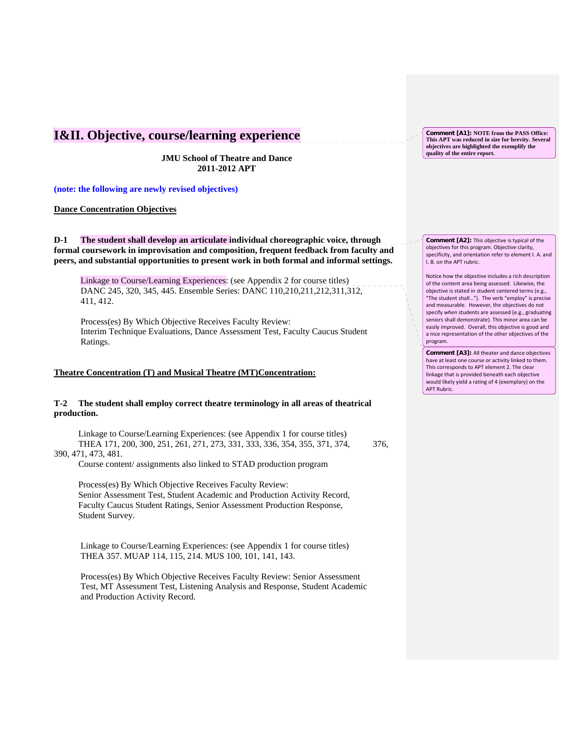# I&II. Objective, course/learning experience

**JMU School of Theatre and Dance**
**2011-2012 APT**

**(note: the following are newly revised objectives)**

**Dance Concentration Objectives**

**D-1 The student shall develop an articulate individual choreographic voice, through formal coursework in improvisation and composition, frequent feedback from faculty and peers, and substantial opportunities to present work in both formal and informal settings.**

Linkage to Course/Learning Experiences: (see Appendix 2 for course titles)
DANC 245, 320, 345, 445. Ensemble Series: DANC 110,210,211,212,311,312, 411, 412.

Process(es) By Which Objective Receives Faculty Review:
Interim Technique Evaluations, Dance Assessment Test, Faculty Caucus Student Ratings.

**Theatre Concentration (T) and Musical Theatre (MT)Concentration:**

**T-2 The student shall employ correct theatre terminology in all areas of theatrical production.**

Linkage to Course/Learning Experiences: (see Appendix 1 for course titles)
THEA 171, 200, 300, 251, 261, 271, 273, 331, 333, 336, 354, 355, 371, 374, 376, 390, 471, 473, 481.
Course content/ assignments also linked to STAD production program

Process(es) By Which Objective Receives Faculty Review:
Senior Assessment Test, Student Academic and Production Activity Record, Faculty Caucus Student Ratings, Senior Assessment Production Response, Student Survey.

Linkage to Course/Learning Experiences: (see Appendix 1 for course titles)
THEA 357. MUAP 114, 115, 214. MUS 100, 101, 141, 143.

Process(es) By Which Objective Receives Faculty Review: Senior Assessment Test, MT Assessment Test, Listening Analysis and Response, Student Academic and Production Activity Record.

**Comment [A1]:** **NOTE from the PASS Office: This APT was reduced in size for brevity. Several objectives are highlighted the exemplify the quality of the entire report.**

**Comment [A2]:** This objective is typical of the objectives for this program. Objective clarity, specificity, and orientation refer to element I. A. and I. B. on the APT rubric.

Notice how the objective includes a rich description of the content area being assessed. Likewise, the objective is stated in student centered terms (e.g., "The student shall…"). The verb "employ" is precise and measurable. However, the objectives do not specify *when* students are assessed (e.g., graduating seniors shall demonstrate). This minor area can be easily improved. Overall, this objective is good and a nice representation of the other objectives of the program.

**Comment [A3]:** All theater and dance objectives have at least one course or activity linked to them. This corresponds to APT element 2. The clear linkage that is provided beneath each objective would likely yield a rating of 4 (exemplary) on the APT Rubric.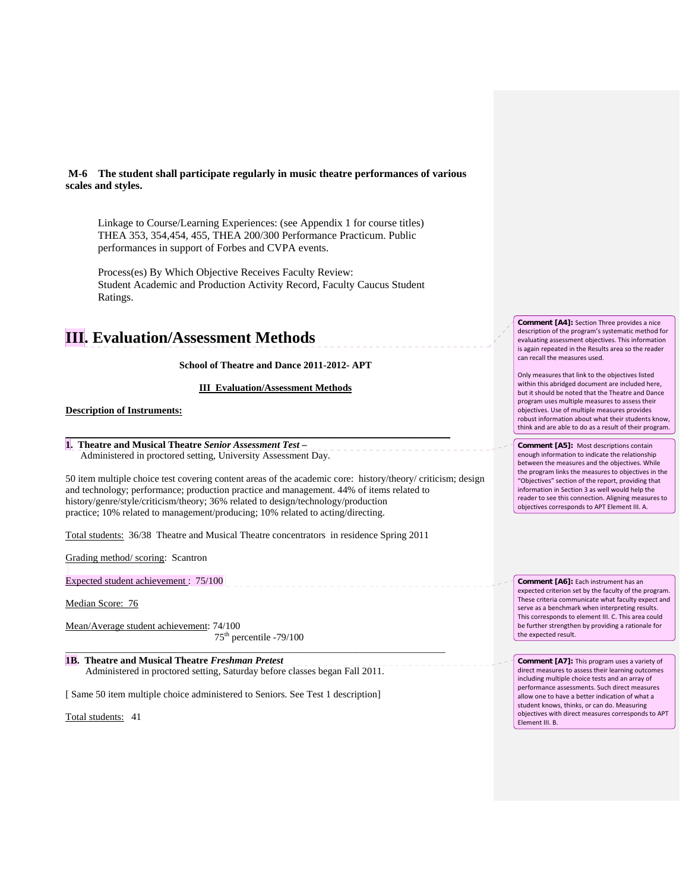**M-6 The student shall participate regularly in music theatre performances of various scales and styles.**

Linkage to Course/Learning Experiences: (see Appendix 1 for course titles) THEA 353, 354,454, 455, THEA 200/300 Performance Practicum. Public performances in support of Forbes and CVPA events.

Process(es) By Which Objective Receives Faculty Review:
Student Academic and Production Activity Record, Faculty Caucus Student Ratings.

# III. Evaluation/Assessment Methods

**School of Theatre and Dance 2011-2012- APT**

**III Evaluation/Assessment Methods**

**Description of Instruments:**

---

**1. Theatre and Musical Theatre *Senior Assessment Test* –**
Administered in proctored setting, University Assessment Day.

50 item multiple choice test covering content areas of the academic core: history/theory/ criticism; design and technology; performance; production practice and management. 44% of items related to history/genre/style/criticism/theory; 36% related to design/technology/production practice; 10% related to management/producing; 10% related to acting/directing.

Total students: 36/38 Theatre and Musical Theatre concentrators in residence Spring 2011

Grading method/ scoring: Scantron

Expected student achievement : 75/100

Median Score: 76

Mean/Average student achievement: 74/100
75th percentile -79/100

---

**1B. Theatre and Musical Theatre *Freshman Pretest***
Administered in proctored setting, Saturday before classes began Fall 2011.

[ Same 50 item multiple choice administered to Seniors. See Test 1 description]

Total students: 41

**Comment [A4]:** Section Three provides a nice description of the program's systematic method for evaluating assessment objectives. This information is again repeated in the Results area so the reader can recall the measures used.

Only measures that link to the objectives listed within this abridged document are included here, but it should be noted that the Theatre and Dance program uses multiple measures to assess their objectives. Use of multiple measures provides robust information about what their students know, think and are able to do as a result of their program.

**Comment [A5]:** Most descriptions contain enough information to indicate the relationship between the measures and the objectives. While the program links the measures to objectives in the "Objectives" section of the report, providing that information in Section 3 as well would help the reader to see this connection. Aligning measures to objectives corresponds to APT Element III. A.

**Comment [A6]:** Each instrument has an expected criterion set by the faculty of the program. These criteria communicate what faculty expect and serve as a benchmark when interpreting results. This corresponds to element III. C. This area could be further strengthen by providing a rationale for the expected result.

**Comment [A7]:** This program uses a variety of direct measures to assess their learning outcomes including multiple choice tests and an array of performance assessments. Such direct measures allow one to have a better indication of what a student knows, thinks, or can do. Measuring objectives with direct measures corresponds to APT Element III. B.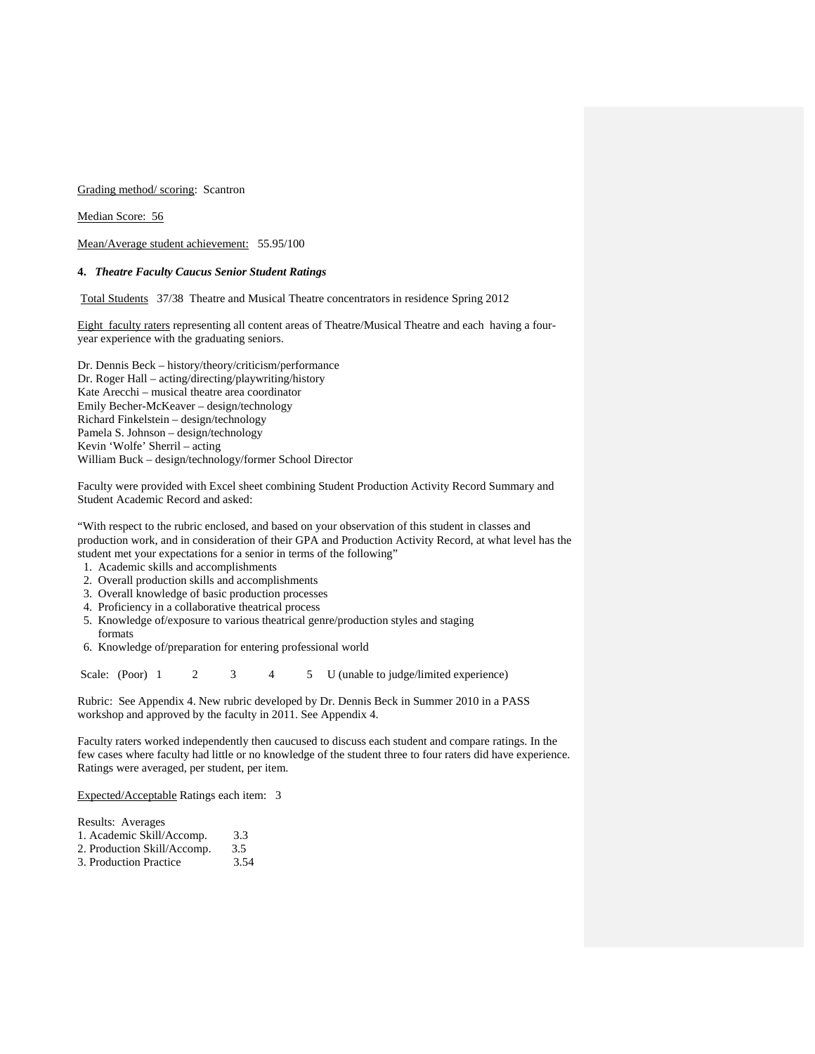Grading method/ scoring: Scantron

Median Score: 56

Mean/Average student achievement: 55.95/100

**4.** ***Theatre Faculty Caucus Senior Student Ratings***

Total Students 37/38 Theatre and Musical Theatre concentrators in residence Spring 2012

Eight faculty raters representing all content areas of Theatre/Musical Theatre and each having a four-year experience with the graduating seniors.

Dr. Dennis Beck – history/theory/criticism/performance
Dr. Roger Hall – acting/directing/playwriting/history
Kate Arecchi – musical theatre area coordinator
Emily Becher-McKeaver – design/technology
Richard Finkelstein – design/technology
Pamela S. Johnson – design/technology
Kevin 'Wolfe' Sherril – acting
William Buck – design/technology/former School Director

Faculty were provided with Excel sheet combining Student Production Activity Record Summary and Student Academic Record and asked:

"With respect to the rubric enclosed, and based on your observation of this student in classes and production work, and in consideration of their GPA and Production Activity Record, at what level has the student met your expectations for a senior in terms of the following"

1. Academic skills and accomplishments
2. Overall production skills and accomplishments
3. Overall knowledge of basic production processes
4. Proficiency in a collaborative theatrical process
5. Knowledge of/exposure to various theatrical genre/production styles and staging formats
6. Knowledge of/preparation for entering professional world

Scale: (Poor) 1 2 3 4 5 U (unable to judge/limited experience)

Rubric: See Appendix 4. New rubric developed by Dr. Dennis Beck in Summer 2010 in a PASS workshop and approved by the faculty in 2011. See Appendix 4.

Faculty raters worked independently then caucused to discuss each student and compare ratings. In the few cases where faculty had little or no knowledge of the student three to four raters did have experience. Ratings were averaged, per student, per item.

Expected/Acceptable Ratings each item: 3

Results: Averages
1. Academic Skill/Accomp. 3.3
2. Production Skill/Accomp. 3.5
3. Production Practice 3.54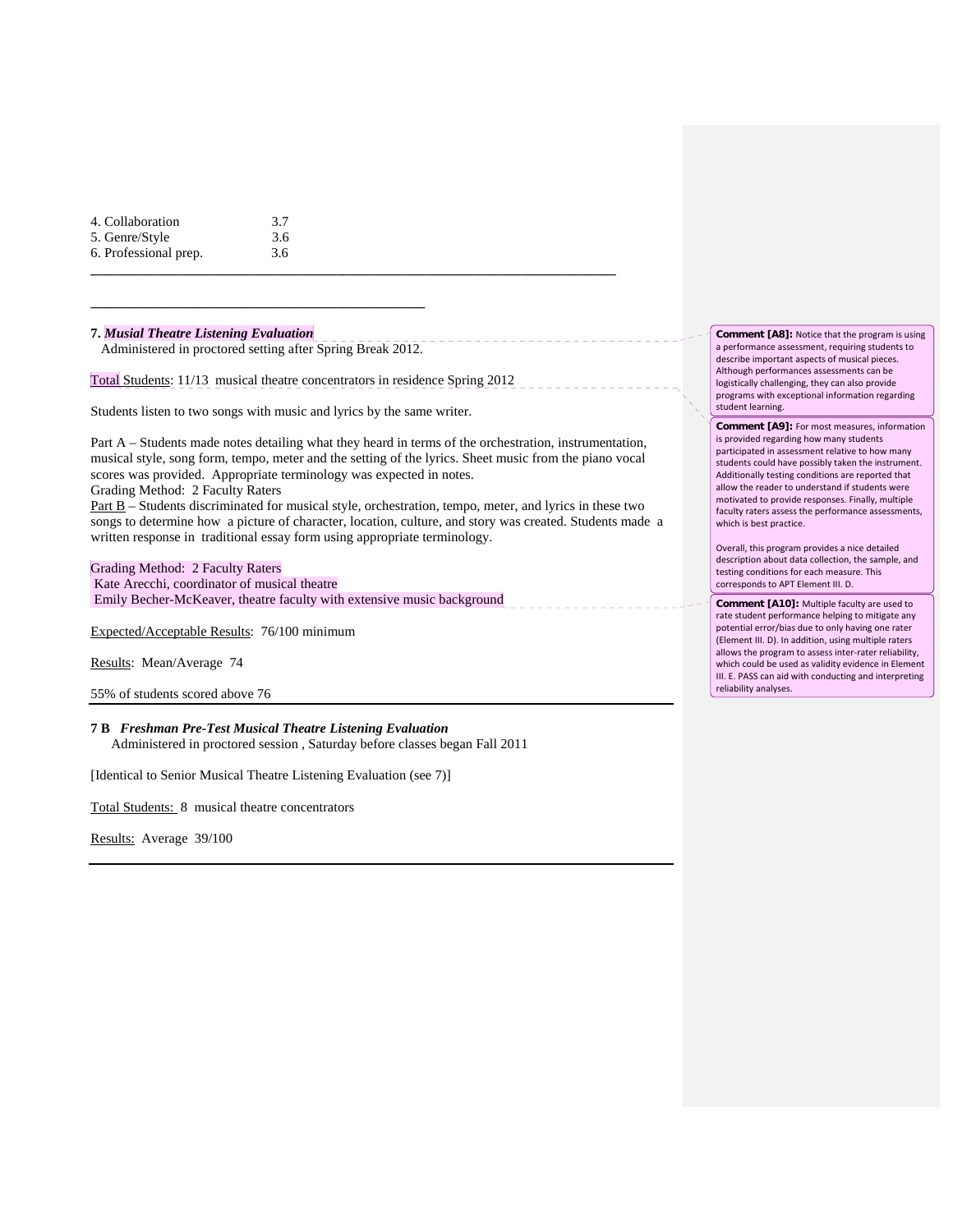4. Collaboration 3.7
5. Genre/Style 3.6
6. Professional prep. 3.6

---

**7.** ***Musial Theatre Listening Evaluation***

Administered in proctored setting after Spring Break 2012.

Total Students: 11/13 musical theatre concentrators in residence Spring 2012

Students listen to two songs with music and lyrics by the same writer.

Part A – Students made notes detailing what they heard in terms of the orchestration, instrumentation, musical style, song form, tempo, meter and the setting of the lyrics. Sheet music from the piano vocal scores was provided. Appropriate terminology was expected in notes.
Grading Method: 2 Faculty Raters
Part B – Students discriminated for musical style, orchestration, tempo, meter, and lyrics in these two songs to determine how a picture of character, location, culture, and story was created. Students made a written response in traditional essay form using appropriate terminology.

Grading Method: 2 Faculty Raters
Kate Arecchi, coordinator of musical theatre
Emily Becher-McKeaver, theatre faculty with extensive music background

Expected/Acceptable Results: 76/100 minimum

Results: Mean/Average 74

55% of students scored above 76

---

**7 B** ***Freshman Pre-Test Musical Theatre Listening Evaluation***

Administered in proctored session , Saturday before classes began Fall 2011

[Identical to Senior Musical Theatre Listening Evaluation (see 7)]

Total Students: 8 musical theatre concentrators

Results: Average 39/100

---

**Comment [A8]:** Notice that the program is using a performance assessment, requiring students to describe important aspects of musical pieces. Although performances assessments can be logistically challenging, they can also provide programs with exceptional information regarding student learning.

**Comment [A9]:** For most measures, information is provided regarding how many students participated in assessment relative to how many students could have possibly taken the instrument. Additionally testing conditions are reported that allow the reader to understand if students were motivated to provide responses. Finally, multiple faculty raters assess the performance assessments, which is best practice.

Overall, this program provides a nice detailed description about data collection, the sample, and testing conditions for each measure. This corresponds to APT Element III. D.

**Comment [A10]:** Multiple faculty are used to rate student performance helping to mitigate any potential error/bias due to only having one rater (Element III. D). In addition, using multiple raters allows the program to assess inter-rater reliability, which could be used as validity evidence in Element III. E. PASS can aid with conducting and interpreting reliability analyses.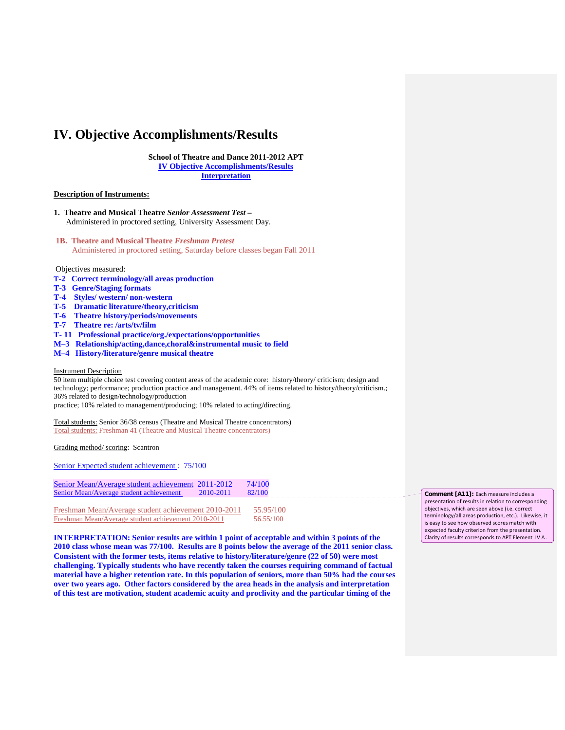# IV. Objective Accomplishments/Results

**School of Theatre and Dance 2011-2012 APT**
**IV Objective Accomplishments/Results**
**Interpretation**

**Description of Instruments:**

**1. Theatre and Musical Theatre *Senior Assessment Test* –**
Administered in proctored setting, University Assessment Day.

**1B. Theatre and Musical Theatre *Freshman Pretest***
Administered in proctored setting, Saturday before classes began Fall 2011

Objectives measured:

**T-2 Correct terminology/all areas production**
**T-3 Genre/Staging formats**
**T-4 Styles/ western/ non-western**
**T-5 Dramatic literature/theory,criticism**
**T-6 Theatre history/periods/movements**
**T-7 Theatre re: /arts/tv/film**
**T- 11 Professional practice/org./expectations/opportunities**
**M–3 Relationship/acting,dance,choral&instrumental music to field**
**M–4 History/literature/genre musical theatre**

Instrument Description
50 item multiple choice test covering content areas of the academic core: history/theory/ criticism; design and technology; performance; production practice and management. 44% of items related to history/theory/criticism.; 36% related to design/technology/production
practice; 10% related to management/producing; 10% related to acting/directing.

Total students: Senior 36/38 census (Theatre and Musical Theatre concentrators)
Total students: Freshman 41 (Theatre and Musical Theatre concentrators)

Grading method/ scoring: Scantron

Senior Expected student achievement : 75/100

| | | |
|---|---|---|
| Senior Mean/Average student achievement | 2011-2012 | 74/100 |
| Senior Mean/Average student achievement | 2010-2011 | 82/100 |

| | |
|---|---|
| Freshman Mean/Average student achievement 2010-2011 | 55.95/100 |
| Freshman Mean/Average student achievement 2010-2011 | 56.55/100 |

**INTERPRETATION: Senior results are within 1 point of acceptable and within 3 points of the 2010 class whose mean was 77/100. Results are 8 points below the average of the 2011 senior class. Consistent with the former tests, items relative to history/literature/genre (22 of 50) were most challenging. Typically students who have recently taken the courses requiring command of factual material have a higher retention rate. In this population of seniors, more than 50% had the courses over two years ago. Other factors considered by the area heads in the analysis and interpretation of this test are motivation, student academic acuity and proclivity and the particular timing of the**

**Comment [A11]:** Each measure includes a presentation of results in relation to corresponding objectives, which are seen above (i.e. correct terminology/all areas production, etc.). Likewise, it is easy to see how observed scores match with expected faculty criterion from the presentation. Clarity of results corresponds to APT Element IV A .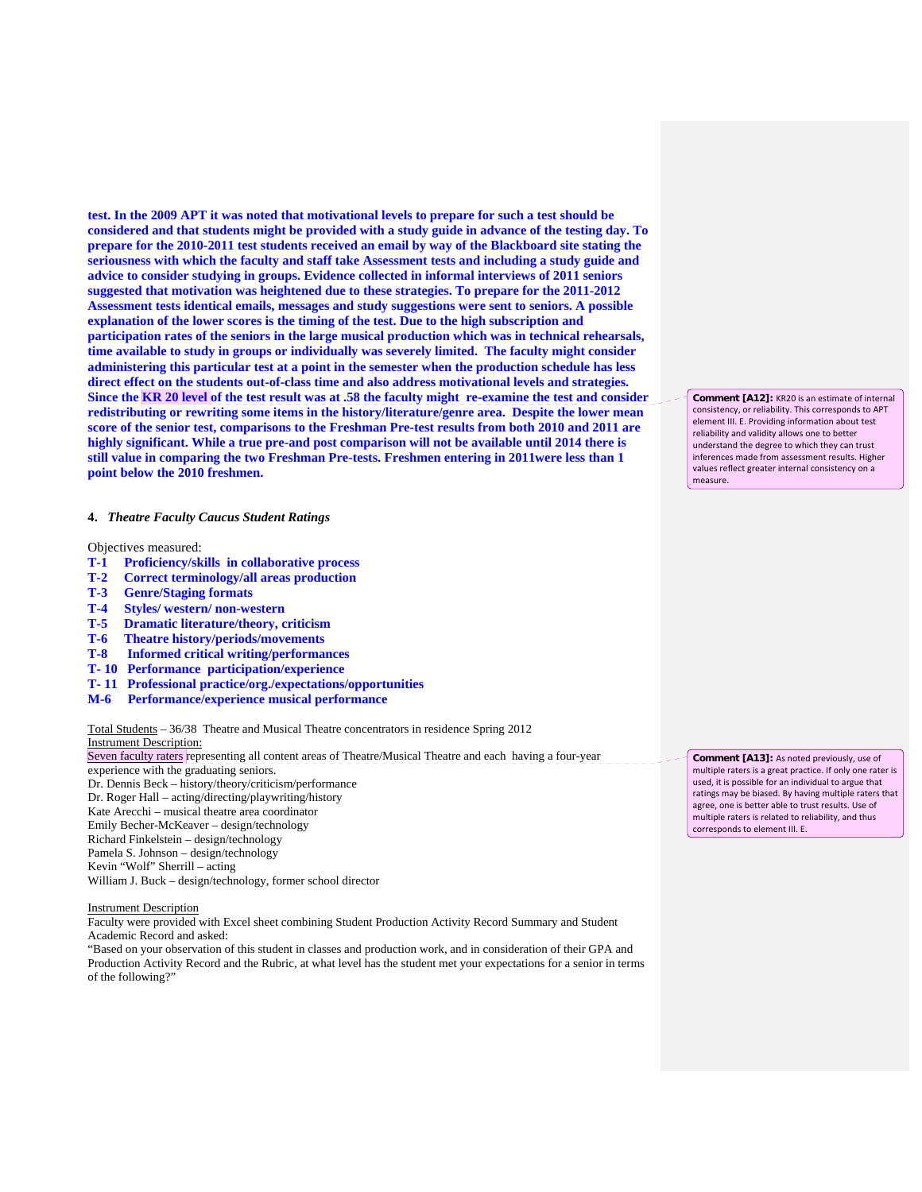**test. In the 2009 APT it was noted that motivational levels to prepare for such a test should be considered and that students might be provided with a study guide in advance of the testing day. To prepare for the 2010-2011 test students received an email by way of the Blackboard site stating the seriousness with which the faculty and staff take Assessment tests and including a study guide and advice to consider studying in groups. Evidence collected in informal interviews of 2011 seniors suggested that motivation was heightened due to these strategies. To prepare for the 2011-2012 Assessment tests identical emails, messages and study suggestions were sent to seniors. A possible explanation of the lower scores is the timing of the test. Due to the high subscription and participation rates of the seniors in the large musical production which was in technical rehearsals, time available to study in groups or individually was severely limited. The faculty might consider administering this particular test at a point in the semester when the production schedule has less direct effect on the students out-of-class time and also address motivational levels and strategies. Since the KR 20 level of the test result was at .58 the faculty might re-examine the test and consider redistributing or rewriting some items in the history/literature/genre area. Despite the lower mean score of the senior test, comparisons to the Freshman Pre-test results from both 2010 and 2011 are highly significant. While a true pre-and post comparison will not be available until 2014 there is still value in comparing the two Freshman Pre-tests. Freshmen entering in 2011were less than 1 point below the 2010 freshmen.**

> **Comment [A12]:** KR20 is an estimate of internal consistency, or reliability. This corresponds to APT element III. E. Providing information about test reliability and validity allows one to better understand the degree to which they can trust inferences made from assessment results. Higher values reflect greater internal consistency on a measure.

### 4. *Theatre Faculty Caucus Student Ratings*

Objectives measured:

- **T-1 Proficiency/skills in collaborative process**
- **T-2 Correct terminology/all areas production**
- **T-3 Genre/Staging formats**
- **T-4 Styles/ western/ non-western**
- **T-5 Dramatic literature/theory, criticism**
- **T-6 Theatre history/periods/movements**
- **T-8 Informed critical writing/performances**
- **T- 10 Performance participation/experience**
- **T- 11 Professional practice/org./expectations/opportunities**
- **M-6 Performance/experience musical performance**

Total Students – 36/38 Theatre and Musical Theatre concentrators in residence Spring 2012

Instrument Description:

Seven faculty raters representing all content areas of Theatre/Musical Theatre and each having a four-year experience with the graduating seniors.

> **Comment [A13]:** As noted previously, use of multiple raters is a great practice. If only one rater is used, it is possible for an individual to argue that ratings may be biased. By having multiple raters that agree, one is better able to trust results. Use of multiple raters is related to reliability, and thus corresponds to element III. E.

Dr. Dennis Beck – history/theory/criticism/performance
Dr. Roger Hall – acting/directing/playwriting/history
Kate Arecchi – musical theatre area coordinator
Emily Becher-McKeaver – design/technology
Richard Finkelstein – design/technology
Pamela S. Johnson – design/technology
Kevin "Wolf" Sherrill – acting
William J. Buck – design/technology, former school director

Instrument Description

Faculty were provided with Excel sheet combining Student Production Activity Record Summary and Student Academic Record and asked:

"Based on your observation of this student in classes and production work, and in consideration of their GPA and Production Activity Record and the Rubric, at what level has the student met your expectations for a senior in terms of the following?"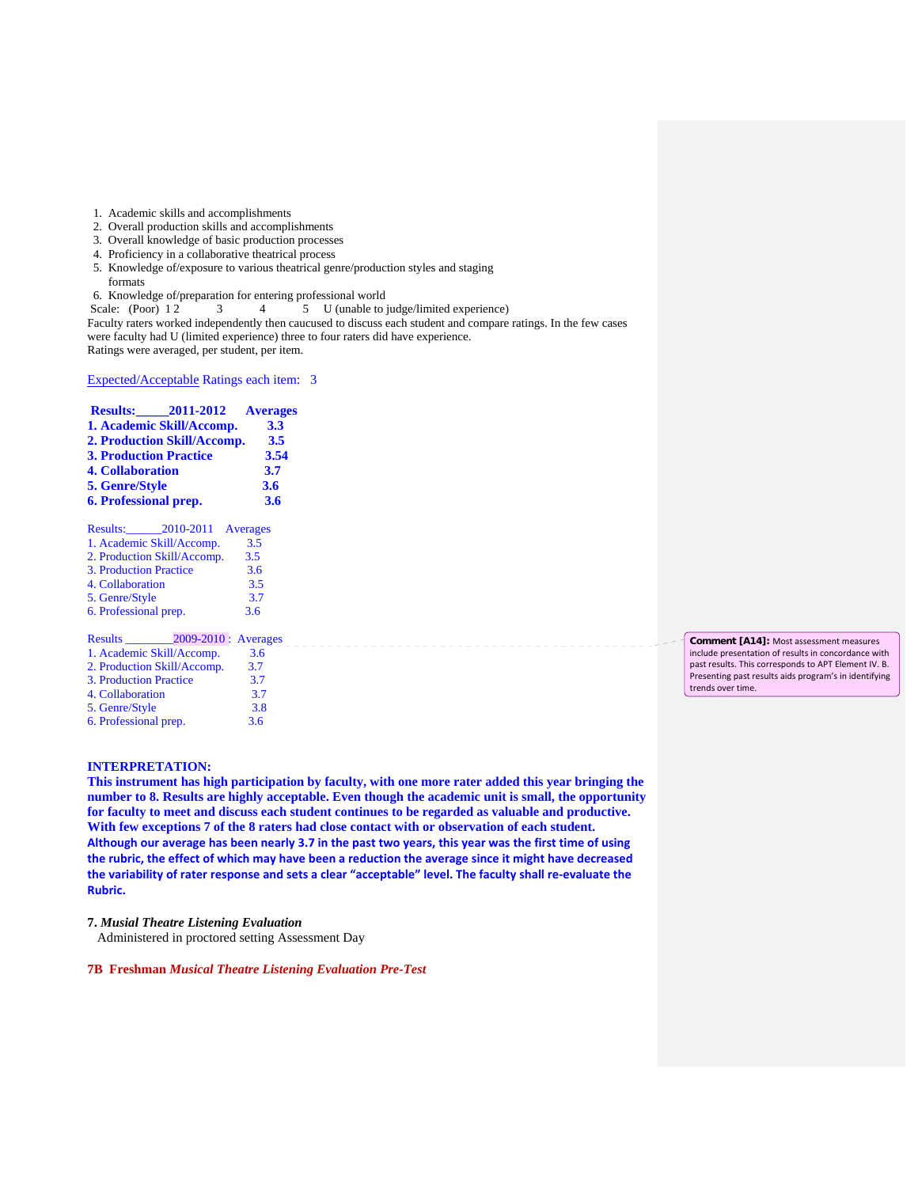1. Academic skills and accomplishments
2. Overall production skills and accomplishments
3. Overall knowledge of basic production processes
4. Proficiency in a collaborative theatrical process
5. Knowledge of/exposure to various theatrical genre/production styles and staging formats
6. Knowledge of/preparation for entering professional world

Scale: (Poor) 1 2 3 4 5 U (unable to judge/limited experience)

Faculty raters worked independently then caucused to discuss each student and compare ratings. In the few cases were faculty had U (limited experience) three to four raters did have experience.

Ratings were averaged, per student, per item.

Expected/Acceptable Ratings each item: 3

**Results:_____2011-2012 Averages**

| | |
|---|---|
| **1. Academic Skill/Accomp.** | **3.3** |
| **2. Production Skill/Accomp.** | **3.5** |
| **3. Production Practice** | **3.54** |
| **4. Collaboration** | **3.7** |
| **5. Genre/Style** | **3.6** |
| **6. Professional prep.** | **3.6** |

Results:______2010-2011 Averages

| | |
|---|---|
| 1. Academic Skill/Accomp. | 3.5 |
| 2. Production Skill/Accomp. | 3.5 |
| 3. Production Practice | 3.6 |
| 4. Collaboration | 3.5 |
| 5. Genre/Style | 3.7 |
| 6. Professional prep. | 3.6 |

Results ________2009-2010 : Averages

| | |
|---|---|
| 1. Academic Skill/Accomp. | 3.6 |
| 2. Production Skill/Accomp. | 3.7 |
| 3. Production Practice | 3.7 |
| 4. Collaboration | 3.7 |
| 5. Genre/Style | 3.8 |
| 6. Professional prep. | 3.6 |

**Comment [A14]:** Most assessment measures include presentation of results in concordance with past results. This corresponds to APT Element IV. B. Presenting past results aids program's in identifying trends over time.

**INTERPRETATION:**

**This instrument has high participation by faculty, with one more rater added this year bringing the number to 8. Results are highly acceptable. Even though the academic unit is small, the opportunity for faculty to meet and discuss each student continues to be regarded as valuable and productive. With few exceptions 7 of the 8 raters had close contact with or observation of each student. Although our average has been nearly 3.7 in the past two years, this year was the first time of using the rubric, the effect of which may have been a reduction the average since it might have decreased the variability of rater response and sets a clear "acceptable" level. The faculty shall re-evaluate the Rubric.**

**7.** ***Musial Theatre Listening Evaluation***

Administered in proctored setting Assessment Day

**7B Freshman *Musical Theatre Listening Evaluation Pre-Test***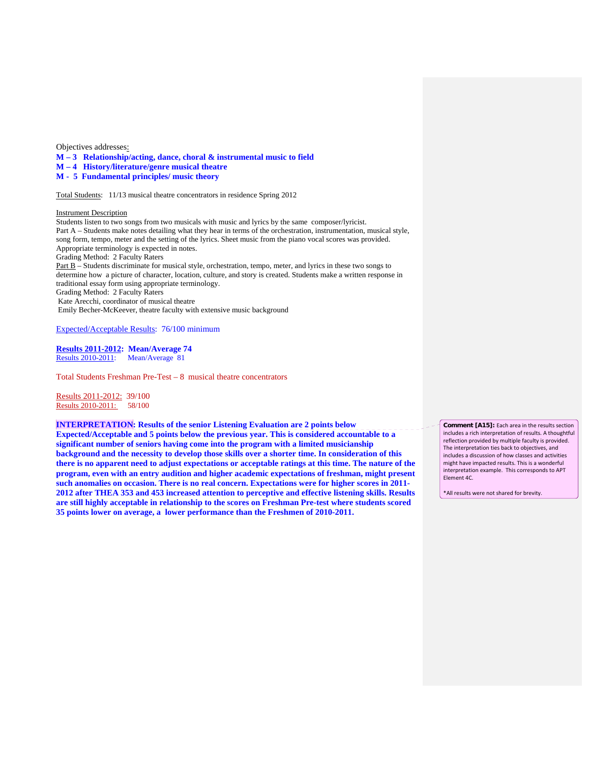Objectives addresses:

**M – 3 Relationship/acting, dance, choral & instrumental music to field**
**M – 4 History/literature/genre musical theatre**
**M - 5 Fundamental principles/ music theory**

Total Students: 11/13 musical theatre concentrators in residence Spring 2012

Instrument Description

Students listen to two songs from two musicals with music and lyrics by the same composer/lyricist.
Part A – Students make notes detailing what they hear in terms of the orchestration, instrumentation, musical style, song form, tempo, meter and the setting of the lyrics. Sheet music from the piano vocal scores was provided. Appropriate terminology is expected in notes.
Grading Method: 2 Faculty Raters
Part B – Students discriminate for musical style, orchestration, tempo, meter, and lyrics in these two songs to determine how a picture of character, location, culture, and story is created. Students make a written response in traditional essay form using appropriate terminology.
Grading Method: 2 Faculty Raters
Kate Arecchi, coordinator of musical theatre
Emily Becher-McKeever, theatre faculty with extensive music background

Expected/Acceptable Results: 76/100 minimum

**Results 2011-2012: Mean/Average 74**
Results 2010-2011: Mean/Average 81

Total Students Freshman Pre-Test – 8 musical theatre concentrators

Results 2011-2012: 39/100
Results 2010-2011: 58/100

**INTERPRETATION: Results of the senior Listening Evaluation are 2 points below Expected/Acceptable and 5 points below the previous year. This is considered accountable to a significant number of seniors having come into the program with a limited musicianship background and the necessity to develop those skills over a shorter time. In consideration of this there is no apparent need to adjust expectations or acceptable ratings at this time. The nature of the program, even with an entry audition and higher academic expectations of freshman, might present such anomalies on occasion. There is no real concern. Expectations were for higher scores in 2011-2012 after THEA 353 and 453 increased attention to perceptive and effective listening skills. Results are still highly acceptable in relationship to the scores on Freshman Pre-test where students scored 35 points lower on average, a lower performance than the Freshmen of 2010-2011.**

**Comment [A15]:** Each area in the results section includes a rich interpretation of results. A thoughtful reflection provided by multiple faculty is provided. The interpretation ties back to objectives, and includes a discussion of how classes and activities might have impacted results. This is a wonderful interpretation example. This corresponds to APT Element 4C.

*All results were not shared for brevity.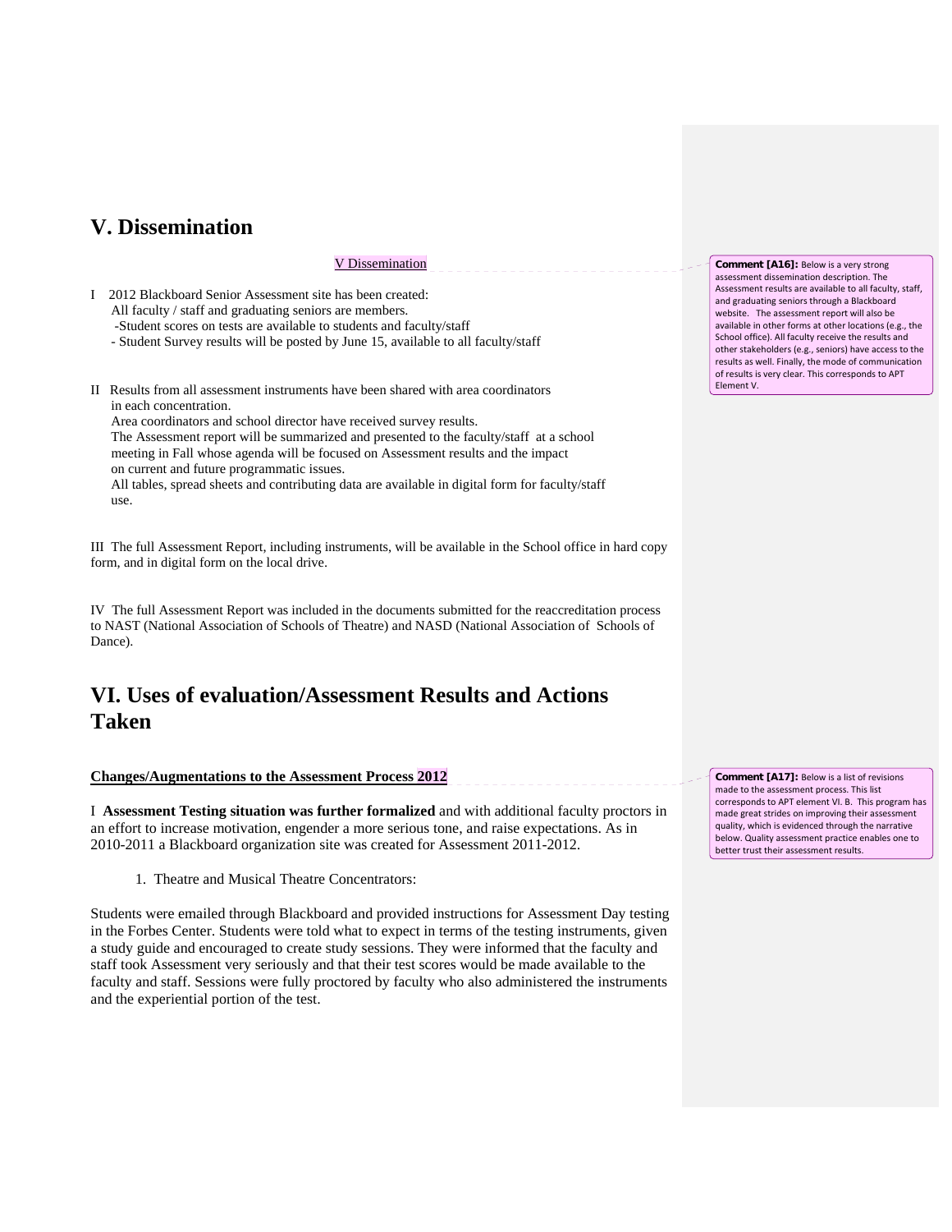## V. Dissemination

V Dissemination

> **Comment [A16]:** Below is a very strong assessment dissemination description. The Assessment results are available to all faculty, staff, and graduating seniors through a Blackboard website. The assessment report will also be available in other forms at other locations (e.g., the School office). All faculty receive the results and other stakeholders (e.g., seniors) have access to the results as well. Finally, the mode of communication of results is very clear. This corresponds to APT Element V.

I 2012 Blackboard Senior Assessment site has been created:
All faculty / staff and graduating seniors are members.
-Student scores on tests are available to students and faculty/staff
- Student Survey results will be posted by June 15, available to all faculty/staff

II Results from all assessment instruments have been shared with area coordinators in each concentration.
Area coordinators and school director have received survey results.
The Assessment report will be summarized and presented to the faculty/staff at a school meeting in Fall whose agenda will be focused on Assessment results and the impact on current and future programmatic issues.
All tables, spread sheets and contributing data are available in digital form for faculty/staff use.

III The full Assessment Report, including instruments, will be available in the School office in hard copy form, and in digital form on the local drive.

IV The full Assessment Report was included in the documents submitted for the reaccreditation process to NAST (National Association of Schools of Theatre) and NASD (National Association of Schools of Dance).

## VI. Uses of evaluation/Assessment Results and Actions Taken

**Changes/Augmentations to the Assessment Process 2012**

> **Comment [A17]:** Below is a list of revisions made to the assessment process. This list corresponds to APT element VI. B. This program has made great strides on improving their assessment quality, which is evidenced through the narrative below. Quality assessment practice enables one to better trust their assessment results.

I **Assessment Testing situation was further formalized** and with additional faculty proctors in an effort to increase motivation, engender a more serious tone, and raise expectations. As in 2010-2011 a Blackboard organization site was created for Assessment 2011-2012.

1. Theatre and Musical Theatre Concentrators:

Students were emailed through Blackboard and provided instructions for Assessment Day testing in the Forbes Center. Students were told what to expect in terms of the testing instruments, given a study guide and encouraged to create study sessions. They were informed that the faculty and staff took Assessment very seriously and that their test scores would be made available to the faculty and staff. Sessions were fully proctored by faculty who also administered the instruments and the experiential portion of the test.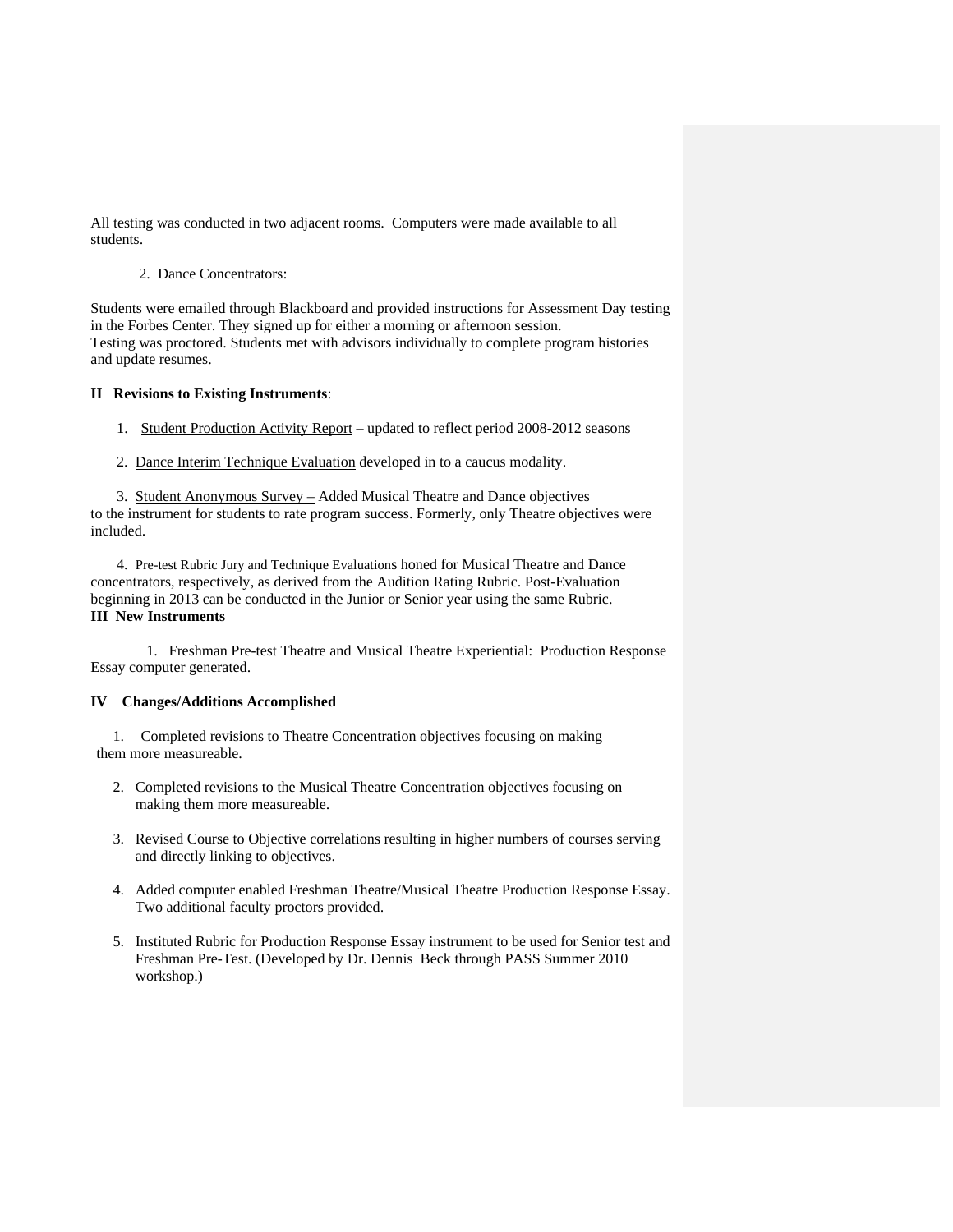All testing was conducted in two adjacent rooms. Computers were made available to all students.

2. Dance Concentrators:

Students were emailed through Blackboard and provided instructions for Assessment Day testing in the Forbes Center. They signed up for either a morning or afternoon session.
Testing was proctored. Students met with advisors individually to complete program histories and update resumes.

**II Revisions to Existing Instruments**:

1. Student Production Activity Report – updated to reflect period 2008-2012 seasons

2. Dance Interim Technique Evaluation developed in to a caucus modality.

3. Student Anonymous Survey – Added Musical Theatre and Dance objectives to the instrument for students to rate program success. Formerly, only Theatre objectives were included.

4. Pre-test Rubric Jury and Technique Evaluations honed for Musical Theatre and Dance concentrators, respectively, as derived from the Audition Rating Rubric. Post-Evaluation beginning in 2013 can be conducted in the Junior or Senior year using the same Rubric.

**III New Instruments**

1. Freshman Pre-test Theatre and Musical Theatre Experiential: Production Response Essay computer generated.

**IV Changes/Additions Accomplished**

1. Completed revisions to Theatre Concentration objectives focusing on making them more measureable.
2. Completed revisions to the Musical Theatre Concentration objectives focusing on making them more measureable.
3. Revised Course to Objective correlations resulting in higher numbers of courses serving and directly linking to objectives.
4. Added computer enabled Freshman Theatre/Musical Theatre Production Response Essay. Two additional faculty proctors provided.
5. Instituted Rubric for Production Response Essay instrument to be used for Senior test and Freshman Pre-Test. (Developed by Dr. Dennis Beck through PASS Summer 2010 workshop.)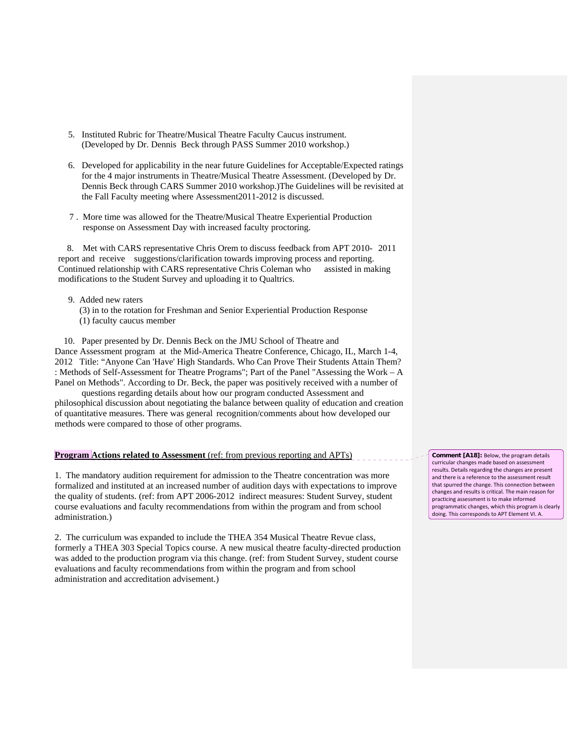5. Instituted Rubric for Theatre/Musical Theatre Faculty Caucus instrument. (Developed by Dr. Dennis Beck through PASS Summer 2010 workshop.)

6. Developed for applicability in the near future Guidelines for Acceptable/Expected ratings for the 4 major instruments in Theatre/Musical Theatre Assessment. (Developed by Dr. Dennis Beck through CARS Summer 2010 workshop.)The Guidelines will be revisited at the Fall Faculty meeting where Assessment2011-2012 is discussed.

7. More time was allowed for the Theatre/Musical Theatre Experiential Production response on Assessment Day with increased faculty proctoring.

8. Met with CARS representative Chris Orem to discuss feedback from APT 2010- 2011 report and receive suggestions/clarification towards improving process and reporting. Continued relationship with CARS representative Chris Coleman who assisted in making modifications to the Student Survey and uploading it to Qualtrics.

9. Added new raters
   (3) in to the rotation for Freshman and Senior Experiential Production Response
   (1) faculty caucus member

10. Paper presented by Dr. Dennis Beck on the JMU School of Theatre and Dance Assessment program at the Mid-America Theatre Conference, Chicago, IL, March 1-4, 2012 Title: "Anyone Can 'Have' High Standards. Who Can Prove Their Students Attain Them? : Methods of Self-Assessment for Theatre Programs"; Part of the Panel "Assessing the Work – A Panel on Methods". According to Dr. Beck, the paper was positively received with a number of questions regarding details about how our program conducted Assessment and philosophical discussion about negotiating the balance between quality of education and creation of quantitative measures. There was general recognition/comments about how developed our methods were compared to those of other programs.

**Program Actions related to Assessment** (ref: from previous reporting and APTs)

1. The mandatory audition requirement for admission to the Theatre concentration was more formalized and instituted at an increased number of audition days with expectations to improve the quality of students. (ref: from APT 2006-2012 indirect measures: Student Survey, student course evaluations and faculty recommendations from within the program and from school administration.)

2. The curriculum was expanded to include the THEA 354 Musical Theatre Revue class, formerly a THEA 303 Special Topics course. A new musical theatre faculty-directed production was added to the production program via this change. (ref: from Student Survey, student course evaluations and faculty recommendations from within the program and from school administration and accreditation advisement.)

**Comment [A18]:** Below, the program details curricular changes made based on assessment results. Details regarding the changes are present and there is a reference to the assessment result that spurred the change. This connection between changes and results is critical. The main reason for practicing assessment is to make informed programmatic changes, which this program is clearly doing. This corresponds to APT Element VI. A.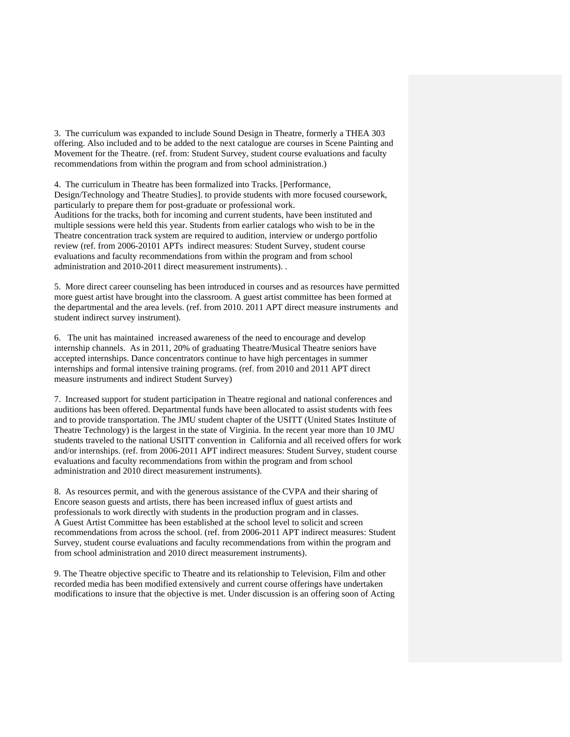3. The curriculum was expanded to include Sound Design in Theatre, formerly a THEA 303 offering. Also included and to be added to the next catalogue are courses in Scene Painting and Movement for the Theatre. (ref. from: Student Survey, student course evaluations and faculty recommendations from within the program and from school administration.)

4. The curriculum in Theatre has been formalized into Tracks. [Performance, Design/Technology and Theatre Studies]. to provide students with more focused coursework, particularly to prepare them for post-graduate or professional work.
Auditions for the tracks, both for incoming and current students, have been instituted and multiple sessions were held this year. Students from earlier catalogs who wish to be in the Theatre concentration track system are required to audition, interview or undergo portfolio review (ref. from 2006-20101 APTs indirect measures: Student Survey, student course evaluations and faculty recommendations from within the program and from school administration and 2010-2011 direct measurement instruments). .

5. More direct career counseling has been introduced in courses and as resources have permitted more guest artist have brought into the classroom. A guest artist committee has been formed at the departmental and the area levels. (ref. from 2010. 2011 APT direct measure instruments and student indirect survey instrument).

6. The unit has maintained increased awareness of the need to encourage and develop internship channels. As in 2011, 20% of graduating Theatre/Musical Theatre seniors have accepted internships. Dance concentrators continue to have high percentages in summer internships and formal intensive training programs. (ref. from 2010 and 2011 APT direct measure instruments and indirect Student Survey)

7. Increased support for student participation in Theatre regional and national conferences and auditions has been offered. Departmental funds have been allocated to assist students with fees and to provide transportation. The JMU student chapter of the USITT (United States Institute of Theatre Technology) is the largest in the state of Virginia. In the recent year more than 10 JMU students traveled to the national USITT convention in California and all received offers for work and/or internships. (ref. from 2006-2011 APT indirect measures: Student Survey, student course evaluations and faculty recommendations from within the program and from school administration and 2010 direct measurement instruments).

8. As resources permit, and with the generous assistance of the CVPA and their sharing of Encore season guests and artists, there has been increased influx of guest artists and professionals to work directly with students in the production program and in classes.
A Guest Artist Committee has been established at the school level to solicit and screen recommendations from across the school. (ref. from 2006-2011 APT indirect measures: Student Survey, student course evaluations and faculty recommendations from within the program and from school administration and 2010 direct measurement instruments).

9. The Theatre objective specific to Theatre and its relationship to Television, Film and other recorded media has been modified extensively and current course offerings have undertaken modifications to insure that the objective is met. Under discussion is an offering soon of Acting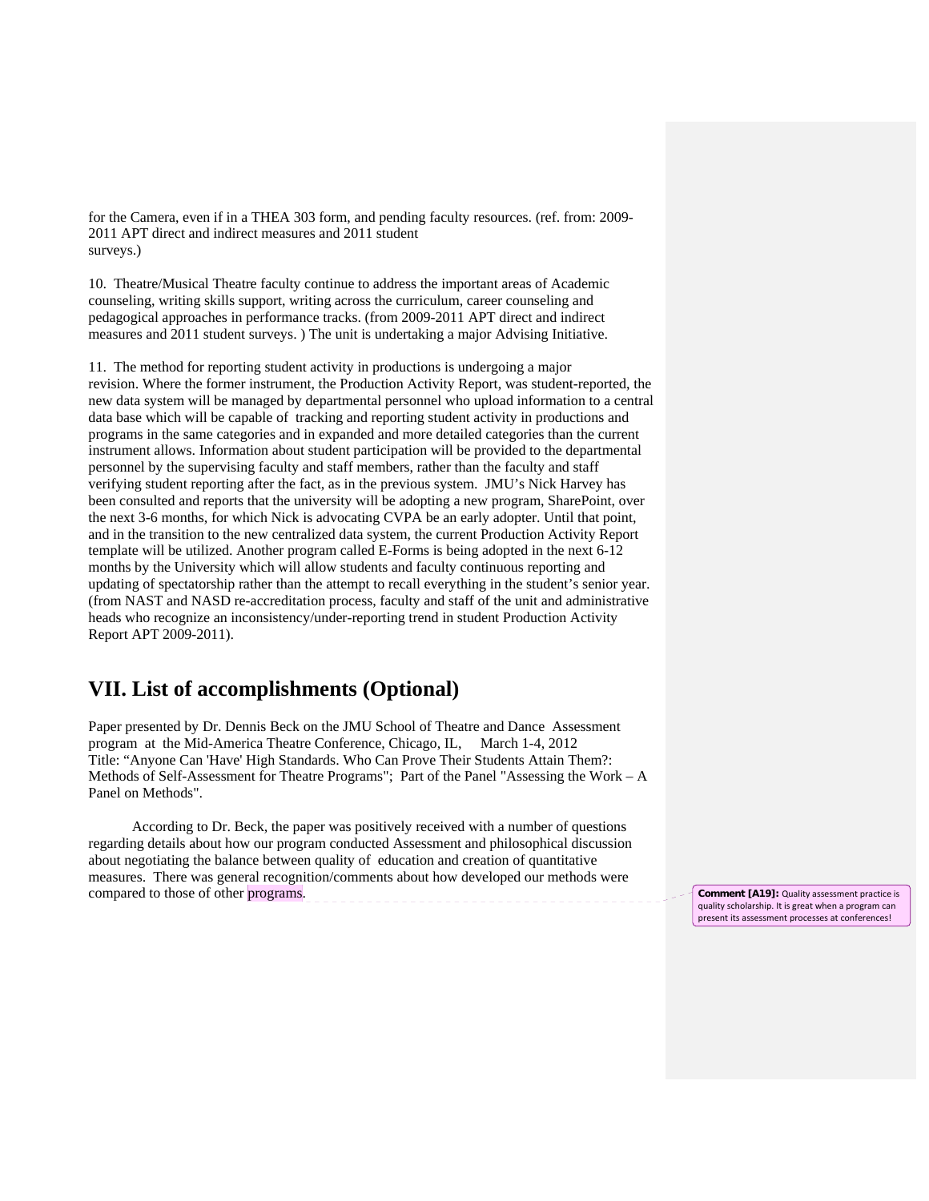for the Camera, even if in a THEA 303 form, and pending faculty resources. (ref. from: 2009-2011 APT direct and indirect measures and 2011 student surveys.)

10. Theatre/Musical Theatre faculty continue to address the important areas of Academic counseling, writing skills support, writing across the curriculum, career counseling and pedagogical approaches in performance tracks. (from 2009-2011 APT direct and indirect measures and 2011 student surveys. ) The unit is undertaking a major Advising Initiative.

11. The method for reporting student activity in productions is undergoing a major revision. Where the former instrument, the Production Activity Report, was student-reported, the new data system will be managed by departmental personnel who upload information to a central data base which will be capable of tracking and reporting student activity in productions and programs in the same categories and in expanded and more detailed categories than the current instrument allows. Information about student participation will be provided to the departmental personnel by the supervising faculty and staff members, rather than the faculty and staff verifying student reporting after the fact, as in the previous system. JMU's Nick Harvey has been consulted and reports that the university will be adopting a new program, SharePoint, over the next 3-6 months, for which Nick is advocating CVPA be an early adopter. Until that point, and in the transition to the new centralized data system, the current Production Activity Report template will be utilized. Another program called E-Forms is being adopted in the next 6-12 months by the University which will allow students and faculty continuous reporting and updating of spectatorship rather than the attempt to recall everything in the student's senior year. (from NAST and NASD re-accreditation process, faculty and staff of the unit and administrative heads who recognize an inconsistency/under-reporting trend in student Production Activity Report APT 2009-2011).

# VII. List of accomplishments (Optional)

Paper presented by Dr. Dennis Beck on the JMU School of Theatre and Dance Assessment program at the Mid-America Theatre Conference, Chicago, IL, March 1-4, 2012
Title: "Anyone Can 'Have' High Standards. Who Can Prove Their Students Attain Them?: Methods of Self-Assessment for Theatre Programs"; Part of the Panel "Assessing the Work – A Panel on Methods".

According to Dr. Beck, the paper was positively received with a number of questions regarding details about how our program conducted Assessment and philosophical discussion about negotiating the balance between quality of education and creation of quantitative measures. There was general recognition/comments about how developed our methods were compared to those of other programs.

**Comment [A19]:** Quality assessment practice is quality scholarship. It is great when a program can present its assessment processes at conferences!